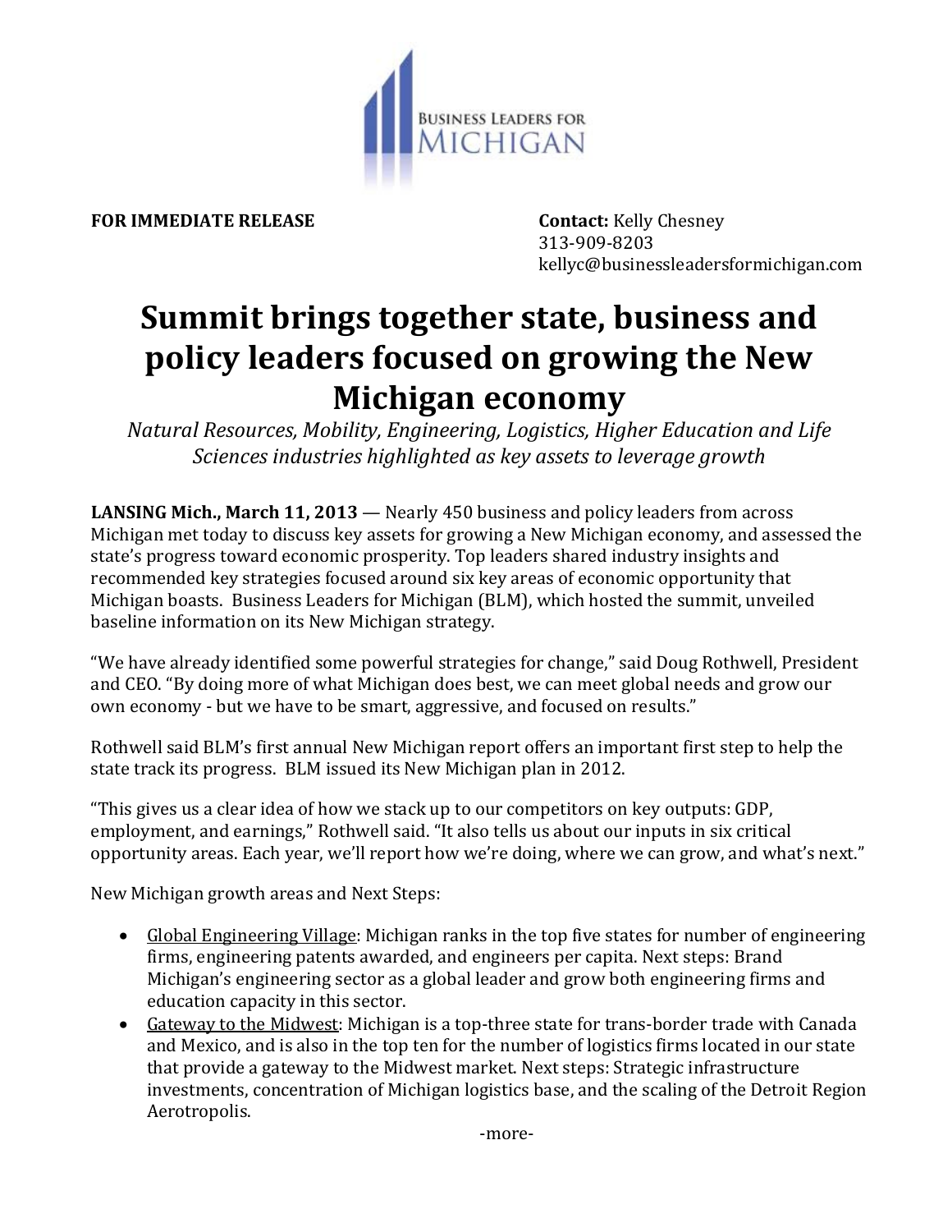BUSINESS LEADERS FOR MICHIGAN

**FOR IMMEDIATE RELEASE**

**Contact:** Kelly Chesney
313-909-8203
kellyc@businessleadersformichigan.com

# Summit brings together state, business and policy leaders focused on growing the New Michigan economy

*Natural Resources, Mobility, Engineering, Logistics, Higher Education and Life Sciences industries highlighted as key assets to leverage growth*

**LANSING Mich., March 11, 2013** — Nearly 450 business and policy leaders from across Michigan met today to discuss key assets for growing a New Michigan economy, and assessed the state's progress toward economic prosperity. Top leaders shared industry insights and recommended key strategies focused around six key areas of economic opportunity that Michigan boasts. Business Leaders for Michigan (BLM), which hosted the summit, unveiled baseline information on its New Michigan strategy.

"We have already identified some powerful strategies for change," said Doug Rothwell, President and CEO. "By doing more of what Michigan does best, we can meet global needs and grow our own economy - but we have to be smart, aggressive, and focused on results."

Rothwell said BLM's first annual New Michigan report offers an important first step to help the state track its progress. BLM issued its New Michigan plan in 2012.

"This gives us a clear idea of how we stack up to our competitors on key outputs: GDP, employment, and earnings," Rothwell said. "It also tells us about our inputs in six critical opportunity areas. Each year, we'll report how we're doing, where we can grow, and what's next."

New Michigan growth areas and Next Steps:

- Global Engineering Village: Michigan ranks in the top five states for number of engineering firms, engineering patents awarded, and engineers per capita. Next steps: Brand Michigan's engineering sector as a global leader and grow both engineering firms and education capacity in this sector.
- Gateway to the Midwest: Michigan is a top-three state for trans-border trade with Canada and Mexico, and is also in the top ten for the number of logistics firms located in our state that provide a gateway to the Midwest market. Next steps: Strategic infrastructure investments, concentration of Michigan logistics base, and the scaling of the Detroit Region Aerotropolis.

-more-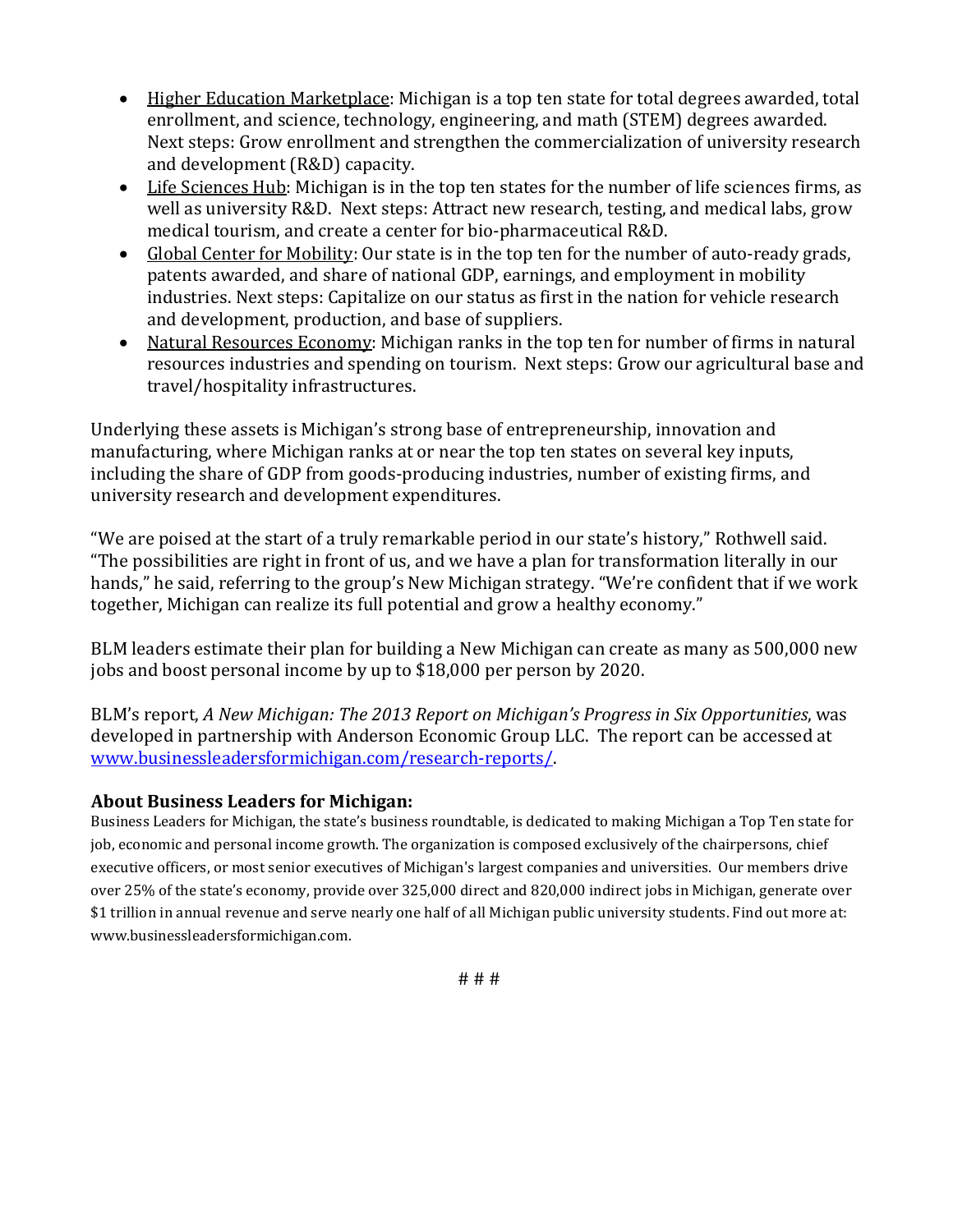- Higher Education Marketplace: Michigan is a top ten state for total degrees awarded, total enrollment, and science, technology, engineering, and math (STEM) degrees awarded. Next steps: Grow enrollment and strengthen the commercialization of university research and development (R&D) capacity.
- Life Sciences Hub: Michigan is in the top ten states for the number of life sciences firms, as well as university R&D. Next steps: Attract new research, testing, and medical labs, grow medical tourism, and create a center for bio-pharmaceutical R&D.
- Global Center for Mobility: Our state is in the top ten for the number of auto-ready grads, patents awarded, and share of national GDP, earnings, and employment in mobility industries. Next steps: Capitalize on our status as first in the nation for vehicle research and development, production, and base of suppliers.
- Natural Resources Economy: Michigan ranks in the top ten for number of firms in natural resources industries and spending on tourism. Next steps: Grow our agricultural base and travel/hospitality infrastructures.

Underlying these assets is Michigan's strong base of entrepreneurship, innovation and manufacturing, where Michigan ranks at or near the top ten states on several key inputs, including the share of GDP from goods-producing industries, number of existing firms, and university research and development expenditures.

"We are poised at the start of a truly remarkable period in our state's history," Rothwell said. "The possibilities are right in front of us, and we have a plan for transformation literally in our hands," he said, referring to the group's New Michigan strategy. "We're confident that if we work together, Michigan can realize its full potential and grow a healthy economy."

BLM leaders estimate their plan for building a New Michigan can create as many as 500,000 new jobs and boost personal income by up to $18,000 per person by 2020.

BLM's report, *A New Michigan: The 2013 Report on Michigan's Progress in Six Opportunities*, was developed in partnership with Anderson Economic Group LLC. The report can be accessed at www.businessleadersformichigan.com/research-reports/.

### About Business Leaders for Michigan:

Business Leaders for Michigan, the state's business roundtable, is dedicated to making Michigan a Top Ten state for job, economic and personal income growth. The organization is composed exclusively of the chairpersons, chief executive officers, or most senior executives of Michigan's largest companies and universities. Our members drive over 25% of the state's economy, provide over 325,000 direct and 820,000 indirect jobs in Michigan, generate over $1 trillion in annual revenue and serve nearly one half of all Michigan public university students. Find out more at: www.businessleadersformichigan.com.

# # #